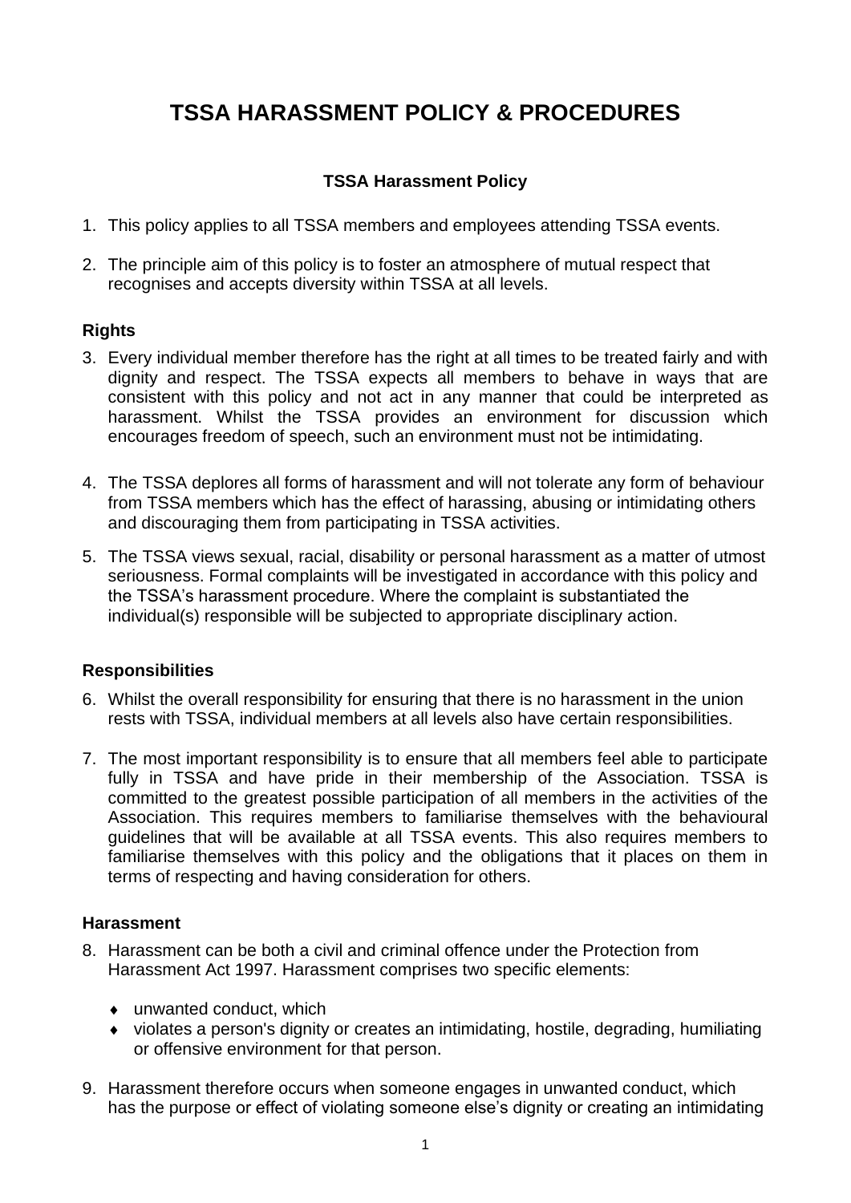# TSSA HARASSMENT POLICY & PROCEDURES

## TSSA Harassment Policy

1. This policy applies to all TSSA members and employees attending TSSA events.

2. The principle aim of this policy is to foster an atmosphere of mutual respect that recognises and accepts diversity within TSSA at all levels.

### Rights

3. Every individual member therefore has the right at all times to be treated fairly and with dignity and respect. The TSSA expects all members to behave in ways that are consistent with this policy and not act in any manner that could be interpreted as harassment. Whilst the TSSA provides an environment for discussion which encourages freedom of speech, such an environment must not be intimidating.

4. The TSSA deplores all forms of harassment and will not tolerate any form of behaviour from TSSA members which has the effect of harassing, abusing or intimidating others and discouraging them from participating in TSSA activities.

5. The TSSA views sexual, racial, disability or personal harassment as a matter of utmost seriousness. Formal complaints will be investigated in accordance with this policy and the TSSA's harassment procedure. Where the complaint is substantiated the individual(s) responsible will be subjected to appropriate disciplinary action.

### Responsibilities

6. Whilst the overall responsibility for ensuring that there is no harassment in the union rests with TSSA, individual members at all levels also have certain responsibilities.

7. The most important responsibility is to ensure that all members feel able to participate fully in TSSA and have pride in their membership of the Association. TSSA is committed to the greatest possible participation of all members in the activities of the Association. This requires members to familiarise themselves with the behavioural guidelines that will be available at all TSSA events. This also requires members to familiarise themselves with this policy and the obligations that it places on them in terms of respecting and having consideration for others.

### Harassment

8. Harassment can be both a civil and criminal offence under the Protection from Harassment Act 1997. Harassment comprises two specific elements:

   - unwanted conduct, which
   - violates a person's dignity or creates an intimidating, hostile, degrading, humiliating or offensive environment for that person.

9. Harassment therefore occurs when someone engages in unwanted conduct, which has the purpose or effect of violating someone else's dignity or creating an intimidating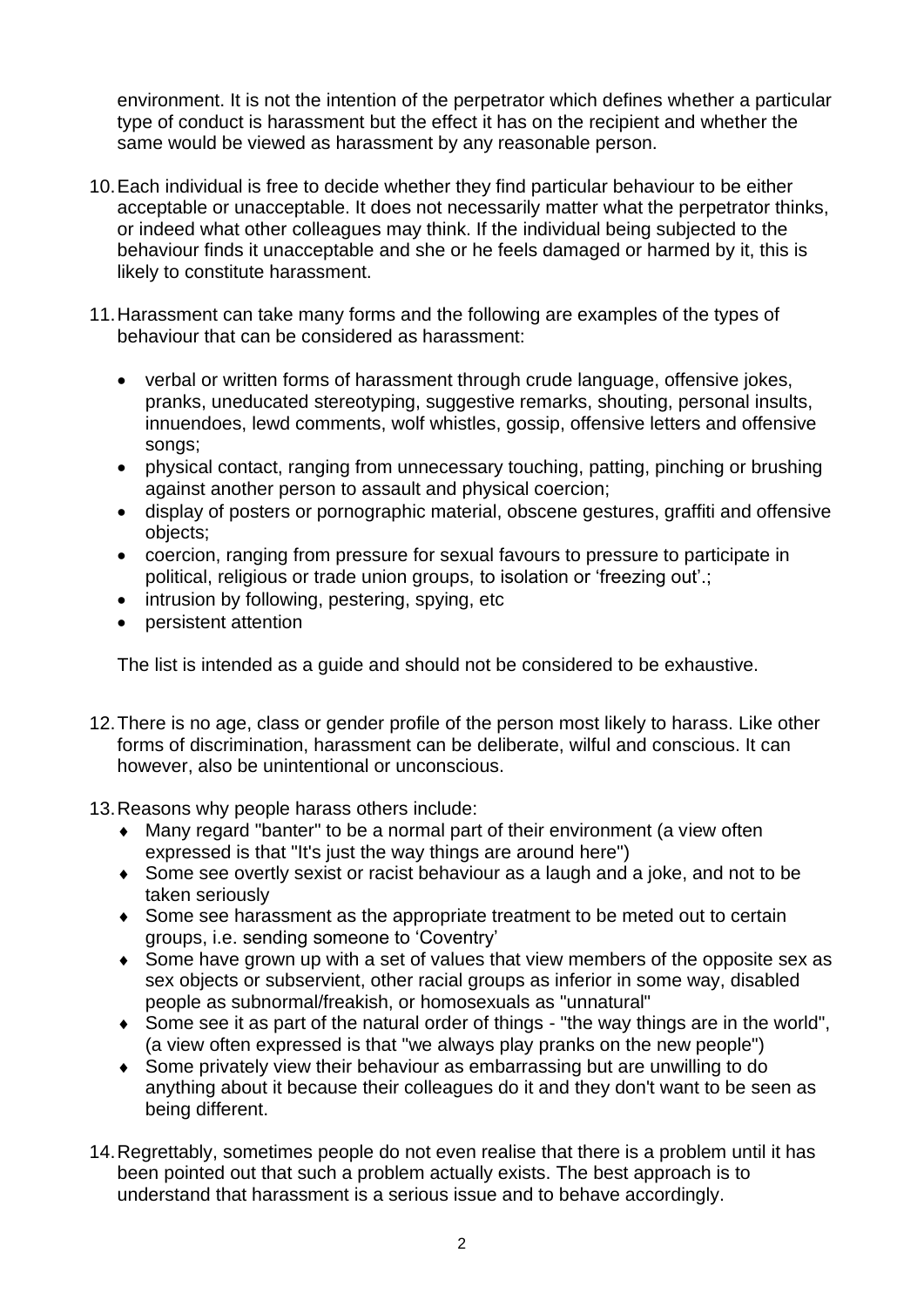environment. It is not the intention of the perpetrator which defines whether a particular type of conduct is harassment but the effect it has on the recipient and whether the same would be viewed as harassment by any reasonable person.

10. Each individual is free to decide whether they find particular behaviour to be either acceptable or unacceptable. It does not necessarily matter what the perpetrator thinks, or indeed what other colleagues may think. If the individual being subjected to the behaviour finds it unacceptable and she or he feels damaged or harmed by it, this is likely to constitute harassment.

11. Harassment can take many forms and the following are examples of the types of behaviour that can be considered as harassment:

    - verbal or written forms of harassment through crude language, offensive jokes, pranks, uneducated stereotyping, suggestive remarks, shouting, personal insults, innuendoes, lewd comments, wolf whistles, gossip, offensive letters and offensive songs;
    - physical contact, ranging from unnecessary touching, patting, pinching or brushing against another person to assault and physical coercion;
    - display of posters or pornographic material, obscene gestures, graffiti and offensive objects;
    - coercion, ranging from pressure for sexual favours to pressure to participate in political, religious or trade union groups, to isolation or 'freezing out'.;
    - intrusion by following, pestering, spying, etc
    - persistent attention

    The list is intended as a guide and should not be considered to be exhaustive.

12. There is no age, class or gender profile of the person most likely to harass. Like other forms of discrimination, harassment can be deliberate, wilful and conscious. It can however, also be unintentional or unconscious.

13. Reasons why people harass others include:
    - Many regard "banter" to be a normal part of their environment (a view often expressed is that "It's just the way things are around here")
    - Some see overtly sexist or racist behaviour as a laugh and a joke, and not to be taken seriously
    - Some see harassment as the appropriate treatment to be meted out to certain groups, i.e. sending someone to 'Coventry'
    - Some have grown up with a set of values that view members of the opposite sex as sex objects or subservient, other racial groups as inferior in some way, disabled people as subnormal/freakish, or homosexuals as "unnatural"
    - Some see it as part of the natural order of things - "the way things are in the world", (a view often expressed is that "we always play pranks on the new people")
    - Some privately view their behaviour as embarrassing but are unwilling to do anything about it because their colleagues do it and they don't want to be seen as being different.

14. Regrettably, sometimes people do not even realise that there is a problem until it has been pointed out that such a problem actually exists. The best approach is to understand that harassment is a serious issue and to behave accordingly.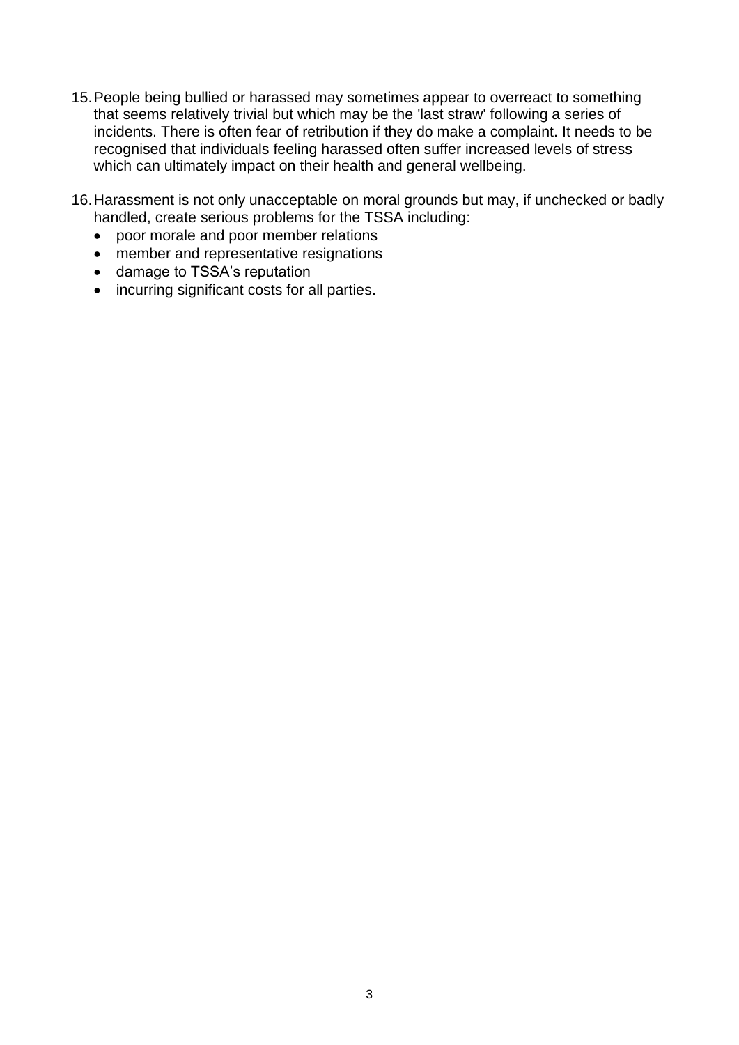15. People being bullied or harassed may sometimes appear to overreact to something that seems relatively trivial but which may be the 'last straw' following a series of incidents. There is often fear of retribution if they do make a complaint. It needs to be recognised that individuals feeling harassed often suffer increased levels of stress which can ultimately impact on their health and general wellbeing.

16. Harassment is not only unacceptable on moral grounds but may, if unchecked or badly handled, create serious problems for the TSSA including:
    - poor morale and poor member relations
    - member and representative resignations
    - damage to TSSA's reputation
    - incurring significant costs for all parties.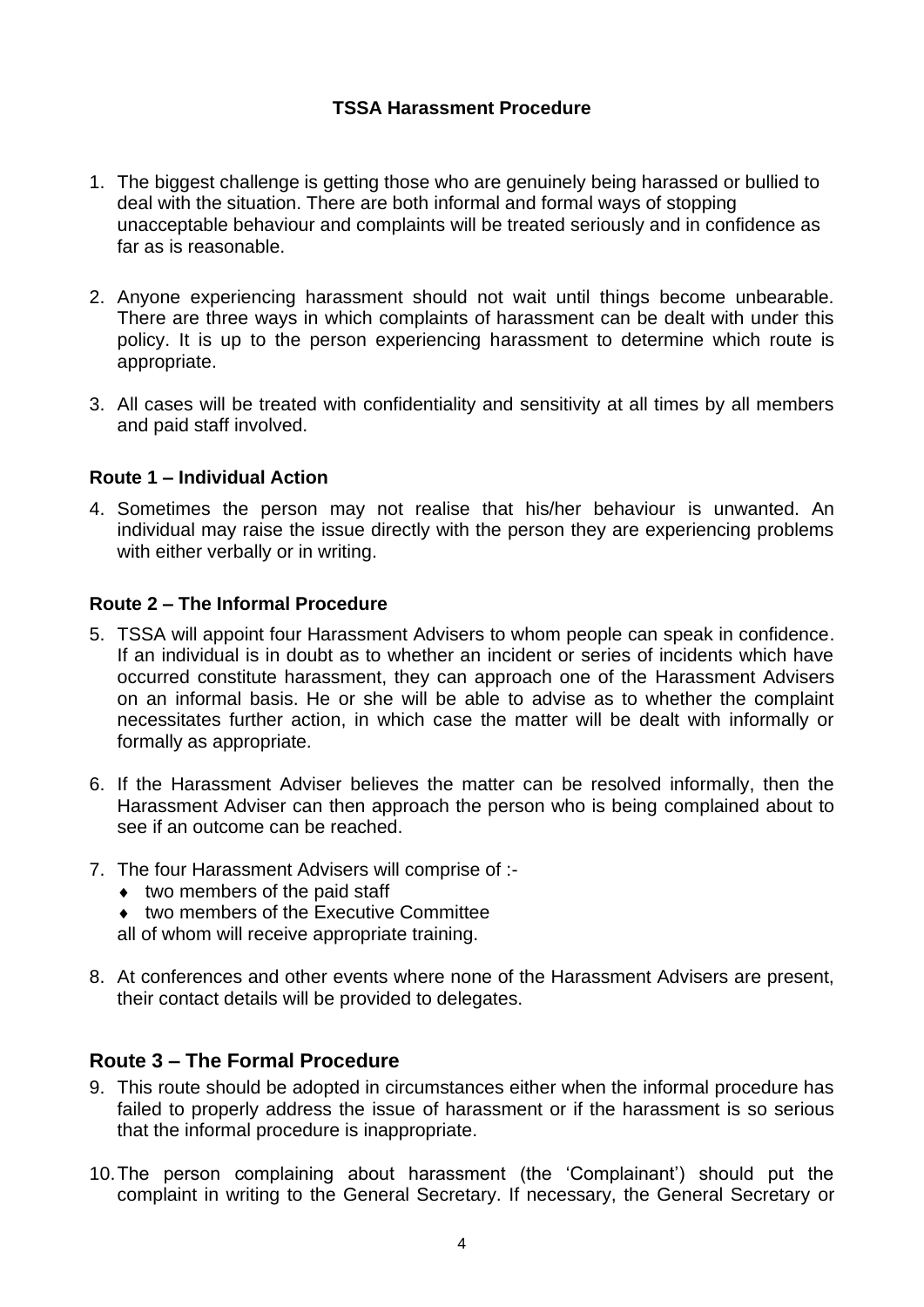**TSSA Harassment Procedure**

1. The biggest challenge is getting those who are genuinely being harassed or bullied to deal with the situation. There are both informal and formal ways of stopping unacceptable behaviour and complaints will be treated seriously and in confidence as far as is reasonable.

2. Anyone experiencing harassment should not wait until things become unbearable. There are three ways in which complaints of harassment can be dealt with under this policy. It is up to the person experiencing harassment to determine which route is appropriate.

3. All cases will be treated with confidentiality and sensitivity at all times by all members and paid staff involved.

### Route 1 – Individual Action

4. Sometimes the person may not realise that his/her behaviour is unwanted. An individual may raise the issue directly with the person they are experiencing problems with either verbally or in writing.

### Route 2 – The Informal Procedure

5. TSSA will appoint four Harassment Advisers to whom people can speak in confidence. If an individual is in doubt as to whether an incident or series of incidents which have occurred constitute harassment, they can approach one of the Harassment Advisers on an informal basis. He or she will be able to advise as to whether the complaint necessitates further action, in which case the matter will be dealt with informally or formally as appropriate.

6. If the Harassment Adviser believes the matter can be resolved informally, then the Harassment Adviser can then approach the person who is being complained about to see if an outcome can be reached.

7. The four Harassment Advisers will comprise of :-
   - two members of the paid staff
   - two members of the Executive Committee

   all of whom will receive appropriate training.

8. At conferences and other events where none of the Harassment Advisers are present, their contact details will be provided to delegates.

## Route 3 – The Formal Procedure

9. This route should be adopted in circumstances either when the informal procedure has failed to properly address the issue of harassment or if the harassment is so serious that the informal procedure is inappropriate.

10. The person complaining about harassment (the 'Complainant') should put the complaint in writing to the General Secretary. If necessary, the General Secretary or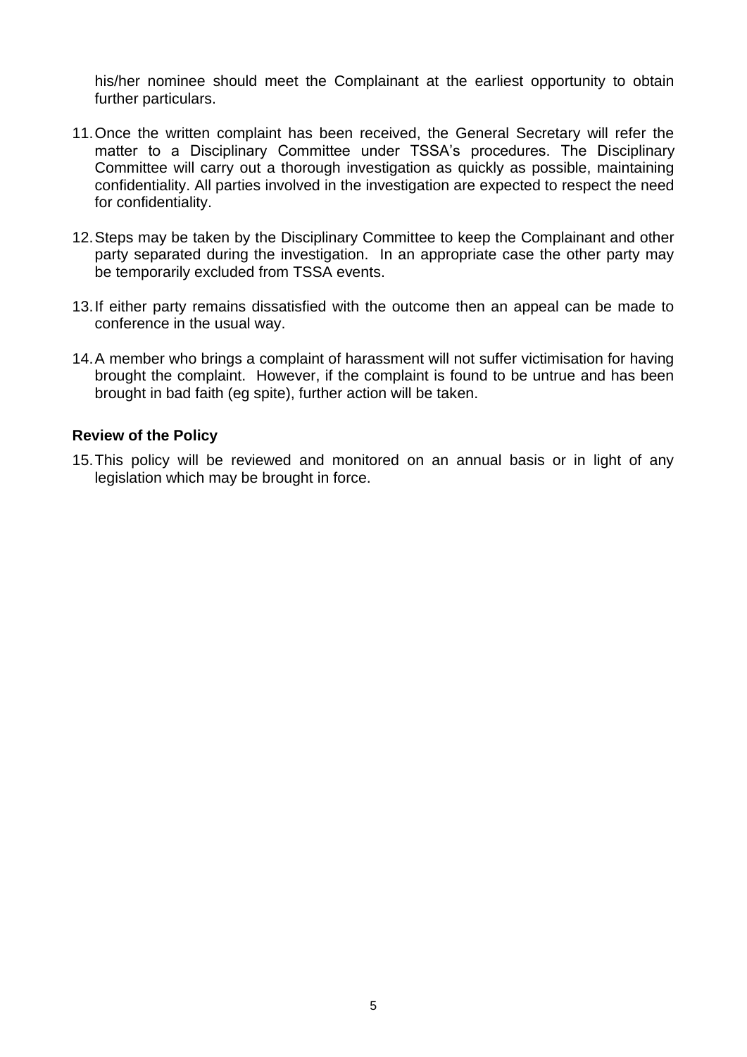his/her nominee should meet the Complainant at the earliest opportunity to obtain further particulars.

11. Once the written complaint has been received, the General Secretary will refer the matter to a Disciplinary Committee under TSSA's procedures. The Disciplinary Committee will carry out a thorough investigation as quickly as possible, maintaining confidentiality. All parties involved in the investigation are expected to respect the need for confidentiality.

12. Steps may be taken by the Disciplinary Committee to keep the Complainant and other party separated during the investigation. In an appropriate case the other party may be temporarily excluded from TSSA events.

13. If either party remains dissatisfied with the outcome then an appeal can be made to conference in the usual way.

14. A member who brings a complaint of harassment will not suffer victimisation for having brought the complaint. However, if the complaint is found to be untrue and has been brought in bad faith (eg spite), further action will be taken.

**Review of the Policy**

15. This policy will be reviewed and monitored on an annual basis or in light of any legislation which may be brought in force.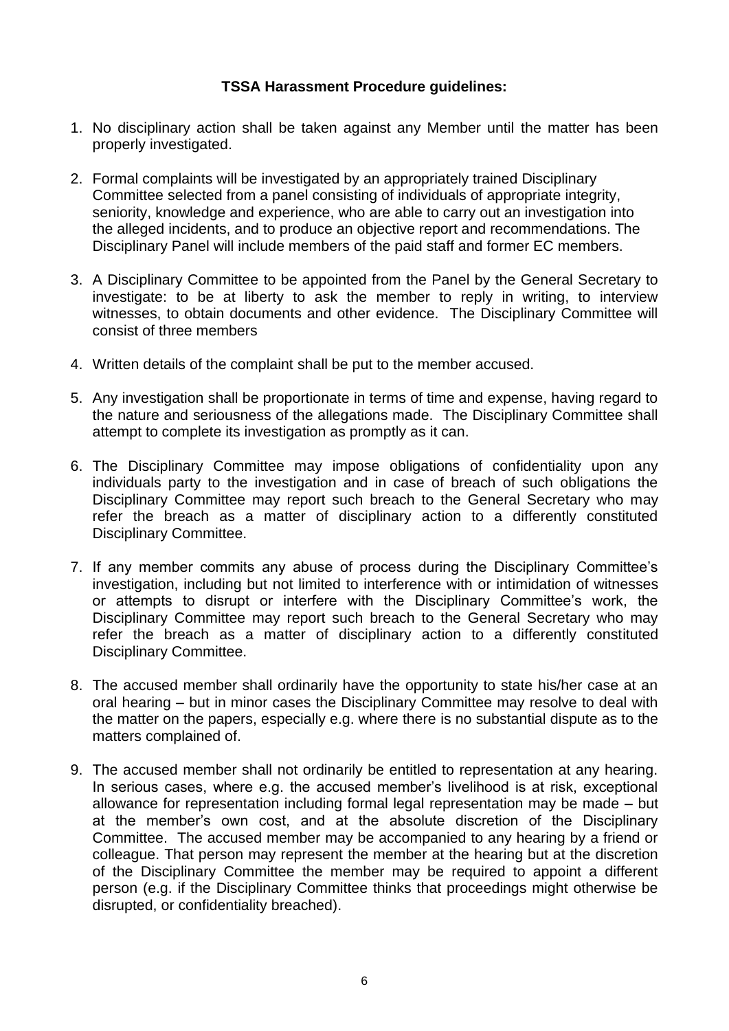**TSSA Harassment Procedure guidelines:**

1. No disciplinary action shall be taken against any Member until the matter has been properly investigated.

2. Formal complaints will be investigated by an appropriately trained Disciplinary Committee selected from a panel consisting of individuals of appropriate integrity, seniority, knowledge and experience, who are able to carry out an investigation into the alleged incidents, and to produce an objective report and recommendations. The Disciplinary Panel will include members of the paid staff and former EC members.

3. A Disciplinary Committee to be appointed from the Panel by the General Secretary to investigate: to be at liberty to ask the member to reply in writing, to interview witnesses, to obtain documents and other evidence. The Disciplinary Committee will consist of three members

4. Written details of the complaint shall be put to the member accused.

5. Any investigation shall be proportionate in terms of time and expense, having regard to the nature and seriousness of the allegations made. The Disciplinary Committee shall attempt to complete its investigation as promptly as it can.

6. The Disciplinary Committee may impose obligations of confidentiality upon any individuals party to the investigation and in case of breach of such obligations the Disciplinary Committee may report such breach to the General Secretary who may refer the breach as a matter of disciplinary action to a differently constituted Disciplinary Committee.

7. If any member commits any abuse of process during the Disciplinary Committee's investigation, including but not limited to interference with or intimidation of witnesses or attempts to disrupt or interfere with the Disciplinary Committee's work, the Disciplinary Committee may report such breach to the General Secretary who may refer the breach as a matter of disciplinary action to a differently constituted Disciplinary Committee.

8. The accused member shall ordinarily have the opportunity to state his/her case at an oral hearing – but in minor cases the Disciplinary Committee may resolve to deal with the matter on the papers, especially e.g. where there is no substantial dispute as to the matters complained of.

9. The accused member shall not ordinarily be entitled to representation at any hearing. In serious cases, where e.g. the accused member's livelihood is at risk, exceptional allowance for representation including formal legal representation may be made – but at the member's own cost, and at the absolute discretion of the Disciplinary Committee. The accused member may be accompanied to any hearing by a friend or colleague. That person may represent the member at the hearing but at the discretion of the Disciplinary Committee the member may be required to appoint a different person (e.g. if the Disciplinary Committee thinks that proceedings might otherwise be disrupted, or confidentiality breached).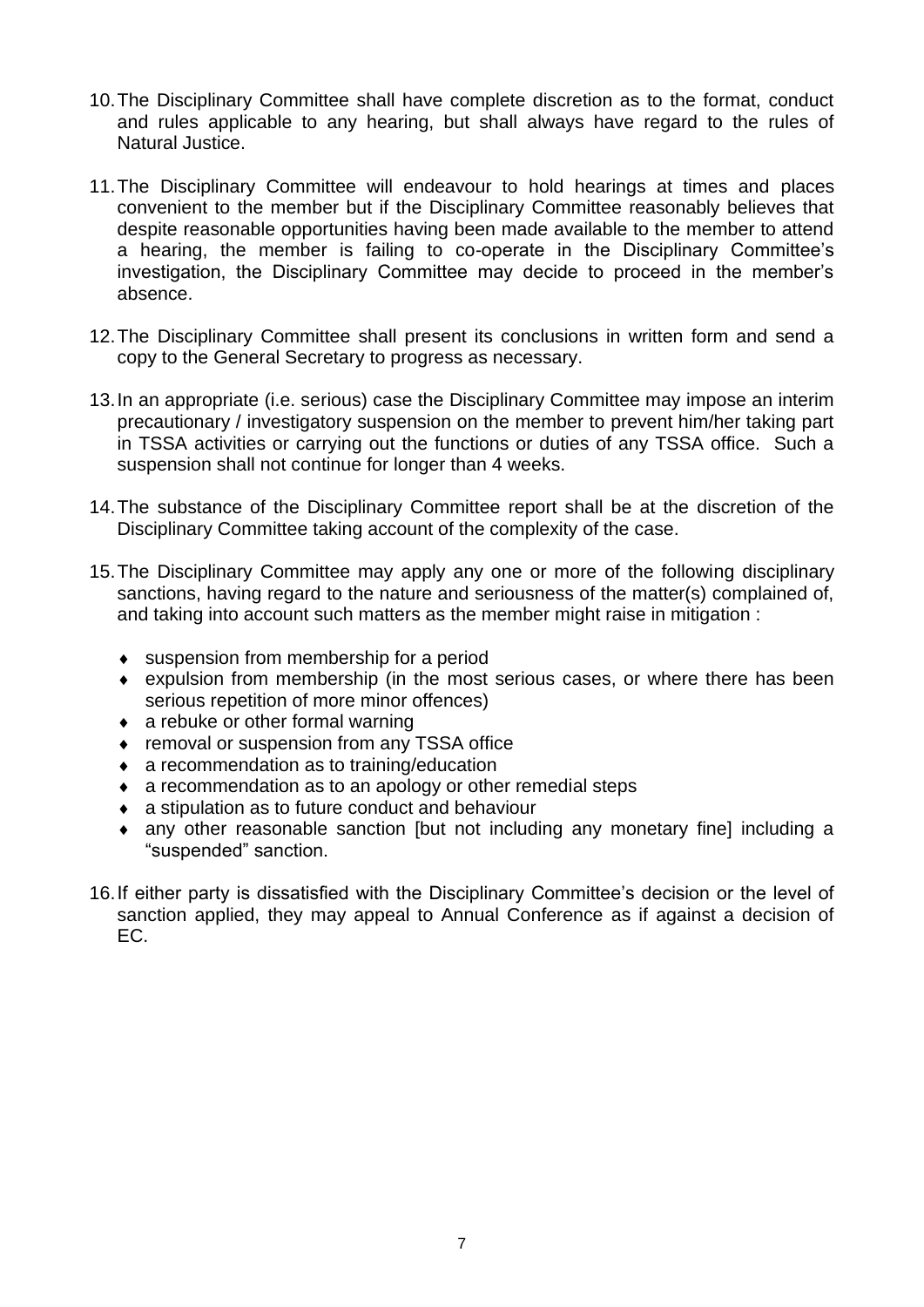10. The Disciplinary Committee shall have complete discretion as to the format, conduct and rules applicable to any hearing, but shall always have regard to the rules of Natural Justice.

11. The Disciplinary Committee will endeavour to hold hearings at times and places convenient to the member but if the Disciplinary Committee reasonably believes that despite reasonable opportunities having been made available to the member to attend a hearing, the member is failing to co-operate in the Disciplinary Committee's investigation, the Disciplinary Committee may decide to proceed in the member's absence.

12. The Disciplinary Committee shall present its conclusions in written form and send a copy to the General Secretary to progress as necessary.

13. In an appropriate (i.e. serious) case the Disciplinary Committee may impose an interim precautionary / investigatory suspension on the member to prevent him/her taking part in TSSA activities or carrying out the functions or duties of any TSSA office. Such a suspension shall not continue for longer than 4 weeks.

14. The substance of the Disciplinary Committee report shall be at the discretion of the Disciplinary Committee taking account of the complexity of the case.

15. The Disciplinary Committee may apply any one or more of the following disciplinary sanctions, having regard to the nature and seriousness of the matter(s) complained of, and taking into account such matters as the member might raise in mitigation :

    - suspension from membership for a period
    - expulsion from membership (in the most serious cases, or where there has been serious repetition of more minor offences)
    - a rebuke or other formal warning
    - removal or suspension from any TSSA office
    - a recommendation as to training/education
    - a recommendation as to an apology or other remedial steps
    - a stipulation as to future conduct and behaviour
    - any other reasonable sanction [but not including any monetary fine] including a "suspended" sanction.

16. If either party is dissatisfied with the Disciplinary Committee's decision or the level of sanction applied, they may appeal to Annual Conference as if against a decision of EC.